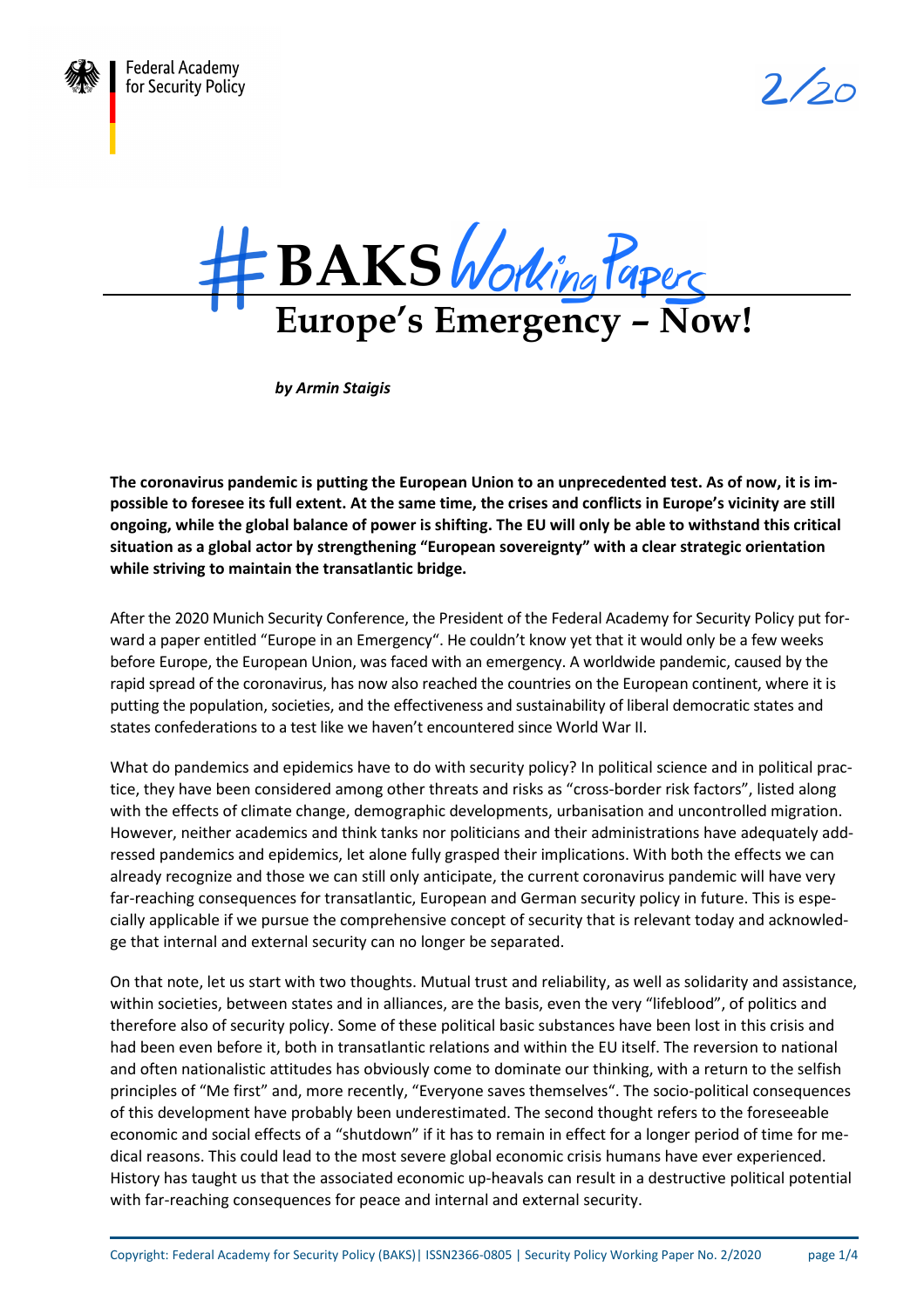Federal Academy for Security Policy

2/20

# #BAKS Working Papers

# Europe's Emergency – Now!

***by Armin Staigis***

**The coronavirus pandemic is putting the European Union to an unprecedented test. As of now, it is impossible to foresee its full extent. At the same time, the crises and conflicts in Europe's vicinity are still ongoing, while the global balance of power is shifting. The EU will only be able to withstand this critical situation as a global actor by strengthening "European sovereignty" with a clear strategic orientation while striving to maintain the transatlantic bridge.**

After the 2020 Munich Security Conference, the President of the Federal Academy for Security Policy put forward a paper entitled "Europe in an Emergency". He couldn't know yet that it would only be a few weeks before Europe, the European Union, was faced with an emergency. A worldwide pandemic, caused by the rapid spread of the coronavirus, has now also reached the countries on the European continent, where it is putting the population, societies, and the effectiveness and sustainability of liberal democratic states and states confederations to a test like we haven't encountered since World War II.

What do pandemics and epidemics have to do with security policy? In political science and in political practice, they have been considered among other threats and risks as "cross-border risk factors", listed along with the effects of climate change, demographic developments, urbanisation and uncontrolled migration. However, neither academics and think tanks nor politicians and their administrations have adequately addressed pandemics and epidemics, let alone fully grasped their implications. With both the effects we can already recognize and those we can still only anticipate, the current coronavirus pandemic will have very far-reaching consequences for transatlantic, European and German security policy in future. This is especially applicable if we pursue the comprehensive concept of security that is relevant today and acknowledge that internal and external security can no longer be separated.

On that note, let us start with two thoughts. Mutual trust and reliability, as well as solidarity and assistance, within societies, between states and in alliances, are the basis, even the very "lifeblood", of politics and therefore also of security policy. Some of these political basic substances have been lost in this crisis and had been even before it, both in transatlantic relations and within the EU itself. The reversion to national and often nationalistic attitudes has obviously come to dominate our thinking, with a return to the selfish principles of "Me first" and, more recently, "Everyone saves themselves". The socio-political consequences of this development have probably been underestimated. The second thought refers to the foreseeable economic and social effects of a "shutdown" if it has to remain in effect for a longer period of time for medical reasons. This could lead to the most severe global economic crisis humans have ever experienced. History has taught us that the associated economic up-heavals can result in a destructive political potential with far-reaching consequences for peace and internal and external security.

Copyright: Federal Academy for Security Policy (BAKS)| ISSN2366-0805 | Security Policy Working Paper No. 2/2020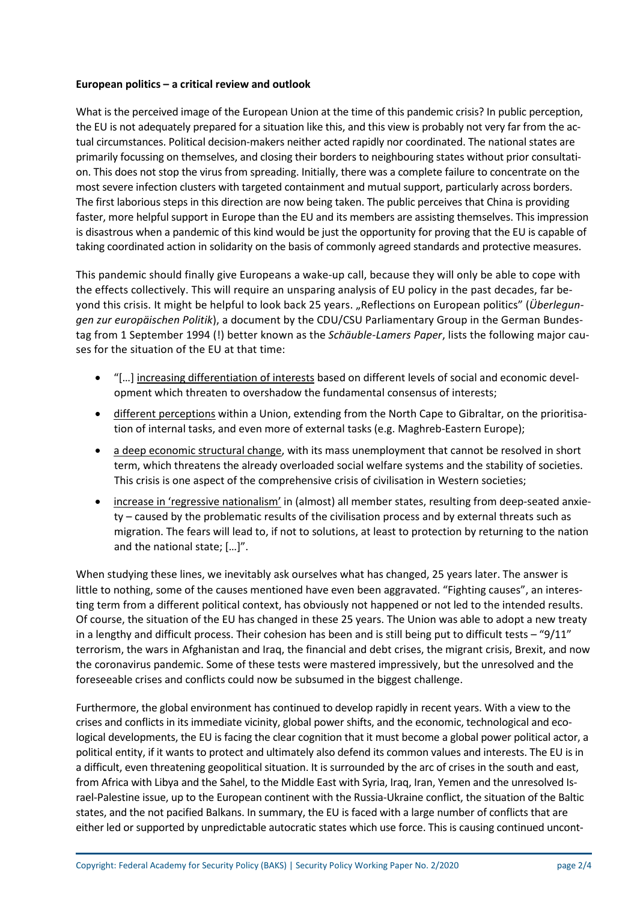**European politics – a critical review and outlook**

What is the perceived image of the European Union at the time of this pandemic crisis? In public perception, the EU is not adequately prepared for a situation like this, and this view is probably not very far from the actual circumstances. Political decision-makers neither acted rapidly nor coordinated. The national states are primarily focussing on themselves, and closing their borders to neighbouring states without prior consultation. This does not stop the virus from spreading. Initially, there was a complete failure to concentrate on the most severe infection clusters with targeted containment and mutual support, particularly across borders. The first laborious steps in this direction are now being taken. The public perceives that China is providing faster, more helpful support in Europe than the EU and its members are assisting themselves. This impression is disastrous when a pandemic of this kind would be just the opportunity for proving that the EU is capable of taking coordinated action in solidarity on the basis of commonly agreed standards and protective measures.

This pandemic should finally give Europeans a wake-up call, because they will only be able to cope with the effects collectively. This will require an unsparing analysis of EU policy in the past decades, far beyond this crisis. It might be helpful to look back 25 years. „Reflections on European politics" (*Überlegungen zur europäischen Politik*), a document by the CDU/CSU Parliamentary Group in the German Bundestag from 1 September 1994 (!) better known as the *Schäuble-Lamers Paper*, lists the following major causes for the situation of the EU at that time:

- "[…] <u>increasing differentiation of interests</u> based on different levels of social and economic development which threaten to overshadow the fundamental consensus of interests;
- <u>different perceptions</u> within a Union, extending from the North Cape to Gibraltar, on the prioritisation of internal tasks, and even more of external tasks (e.g. Maghreb-Eastern Europe);
- <u>a deep economic structural change</u>, with its mass unemployment that cannot be resolved in short term, which threatens the already overloaded social welfare systems and the stability of societies. This crisis is one aspect of the comprehensive crisis of civilisation in Western societies;
- <u>increase in 'regressive nationalism'</u> in (almost) all member states, resulting from deep-seated anxiety – caused by the problematic results of the civilisation process and by external threats such as migration. The fears will lead to, if not to solutions, at least to protection by returning to the nation and the national state; […]".

When studying these lines, we inevitably ask ourselves what has changed, 25 years later. The answer is little to nothing, some of the causes mentioned have even been aggravated. "Fighting causes", an interesting term from a different political context, has obviously not happened or not led to the intended results. Of course, the situation of the EU has changed in these 25 years. The Union was able to adopt a new treaty in a lengthy and difficult process. Their cohesion has been and is still being put to difficult tests – "9/11" terrorism, the wars in Afghanistan and Iraq, the financial and debt crises, the migrant crisis, Brexit, and now the coronavirus pandemic. Some of these tests were mastered impressively, but the unresolved and the foreseeable crises and conflicts could now be subsumed in the biggest challenge.

Furthermore, the global environment has continued to develop rapidly in recent years. With a view to the crises and conflicts in its immediate vicinity, global power shifts, and the economic, technological and ecological developments, the EU is facing the clear cognition that it must become a global power political actor, a political entity, if it wants to protect and ultimately also defend its common values and interests. The EU is in a difficult, even threatening geopolitical situation. It is surrounded by the arc of crises in the south and east, from Africa with Libya and the Sahel, to the Middle East with Syria, Iraq, Iran, Yemen and the unresolved Israel-Palestine issue, up to the European continent with the Russia-Ukraine conflict, the situation of the Baltic states, and the not pacified Balkans. In summary, the EU is faced with a large number of conflicts that are either led or supported by unpredictable autocratic states which use force. This is causing continued uncont-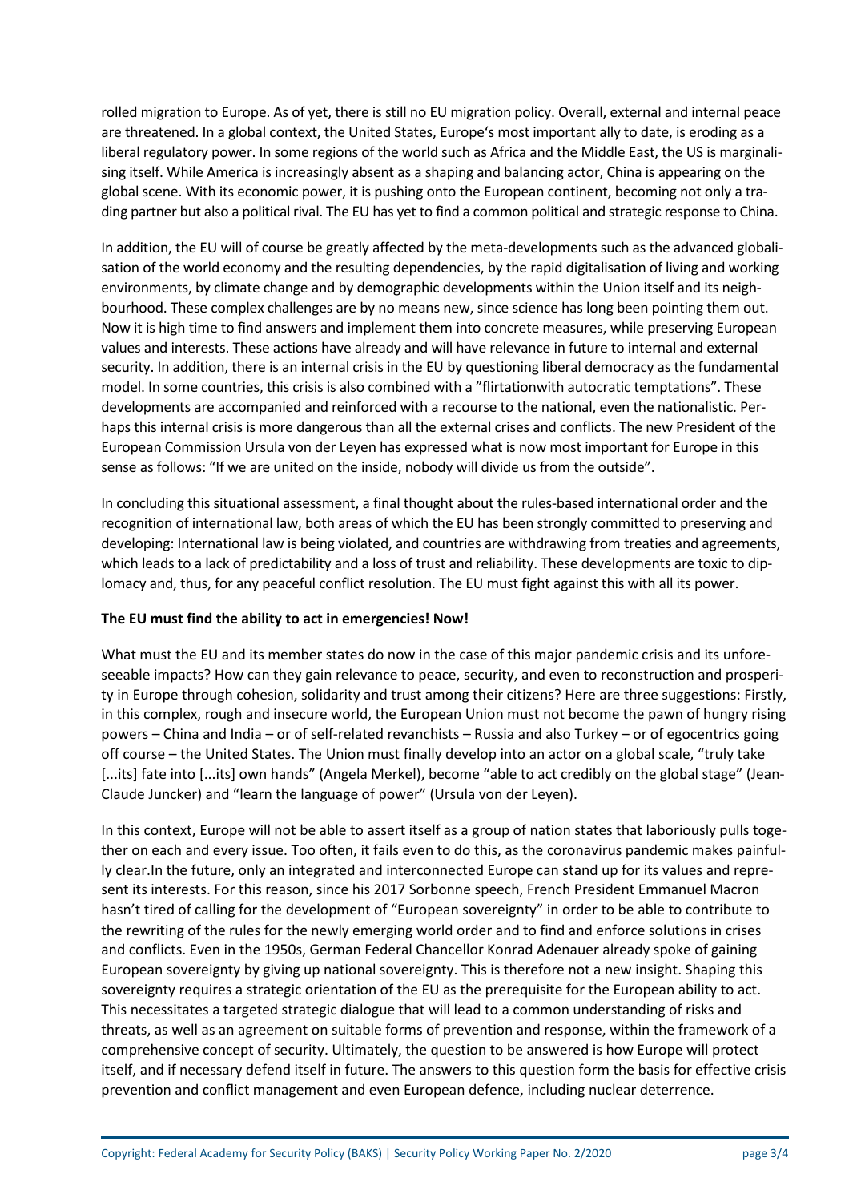rolled migration to Europe. As of yet, there is still no EU migration policy. Overall, external and internal peace are threatened. In a global context, the United States, Europe's most important ally to date, is eroding as a liberal regulatory power. In some regions of the world such as Africa and the Middle East, the US is marginalising itself. While America is increasingly absent as a shaping and balancing actor, China is appearing on the global scene. With its economic power, it is pushing onto the European continent, becoming not only a trading partner but also a political rival. The EU has yet to find a common political and strategic response to China.

In addition, the EU will of course be greatly affected by the meta-developments such as the advanced globalisation of the world economy and the resulting dependencies, by the rapid digitalisation of living and working environments, by climate change and by demographic developments within the Union itself and its neighbourhood. These complex challenges are by no means new, since science has long been pointing them out. Now it is high time to find answers and implement them into concrete measures, while preserving European values and interests. These actions have already and will have relevance in future to internal and external security. In addition, there is an internal crisis in the EU by questioning liberal democracy as the fundamental model. In some countries, this crisis is also combined with a "flirtationwith autocratic temptations". These developments are accompanied and reinforced with a recourse to the national, even the nationalistic. Perhaps this internal crisis is more dangerous than all the external crises and conflicts. The new President of the European Commission Ursula von der Leyen has expressed what is now most important for Europe in this sense as follows: "If we are united on the inside, nobody will divide us from the outside".

In concluding this situational assessment, a final thought about the rules-based international order and the recognition of international law, both areas of which the EU has been strongly committed to preserving and developing: International law is being violated, and countries are withdrawing from treaties and agreements, which leads to a lack of predictability and a loss of trust and reliability. These developments are toxic to diplomacy and, thus, for any peaceful conflict resolution. The EU must fight against this with all its power.

**The EU must find the ability to act in emergencies! Now!**

What must the EU and its member states do now in the case of this major pandemic crisis and its unforeseeable impacts? How can they gain relevance to peace, security, and even to reconstruction and prosperity in Europe through cohesion, solidarity and trust among their citizens? Here are three suggestions: Firstly, in this complex, rough and insecure world, the European Union must not become the pawn of hungry rising powers – China and India – or of self-related revanchists – Russia and also Turkey – or of egocentrics going off course – the United States. The Union must finally develop into an actor on a global scale, "truly take [...its] fate into [...its] own hands" (Angela Merkel), become "able to act credibly on the global stage" (Jean-Claude Juncker) and "learn the language of power" (Ursula von der Leyen).

In this context, Europe will not be able to assert itself as a group of nation states that laboriously pulls together on each and every issue. Too often, it fails even to do this, as the coronavirus pandemic makes painfully clear.In the future, only an integrated and interconnected Europe can stand up for its values and represent its interests. For this reason, since his 2017 Sorbonne speech, French President Emmanuel Macron hasn't tired of calling for the development of "European sovereignty" in order to be able to contribute to the rewriting of the rules for the newly emerging world order and to find and enforce solutions in crises and conflicts. Even in the 1950s, German Federal Chancellor Konrad Adenauer already spoke of gaining European sovereignty by giving up national sovereignty. This is therefore not a new insight. Shaping this sovereignty requires a strategic orientation of the EU as the prerequisite for the European ability to act. This necessitates a targeted strategic dialogue that will lead to a common understanding of risks and threats, as well as an agreement on suitable forms of prevention and response, within the framework of a comprehensive concept of security. Ultimately, the question to be answered is how Europe will protect itself, and if necessary defend itself in future. The answers to this question form the basis for effective crisis prevention and conflict management and even European defence, including nuclear deterrence.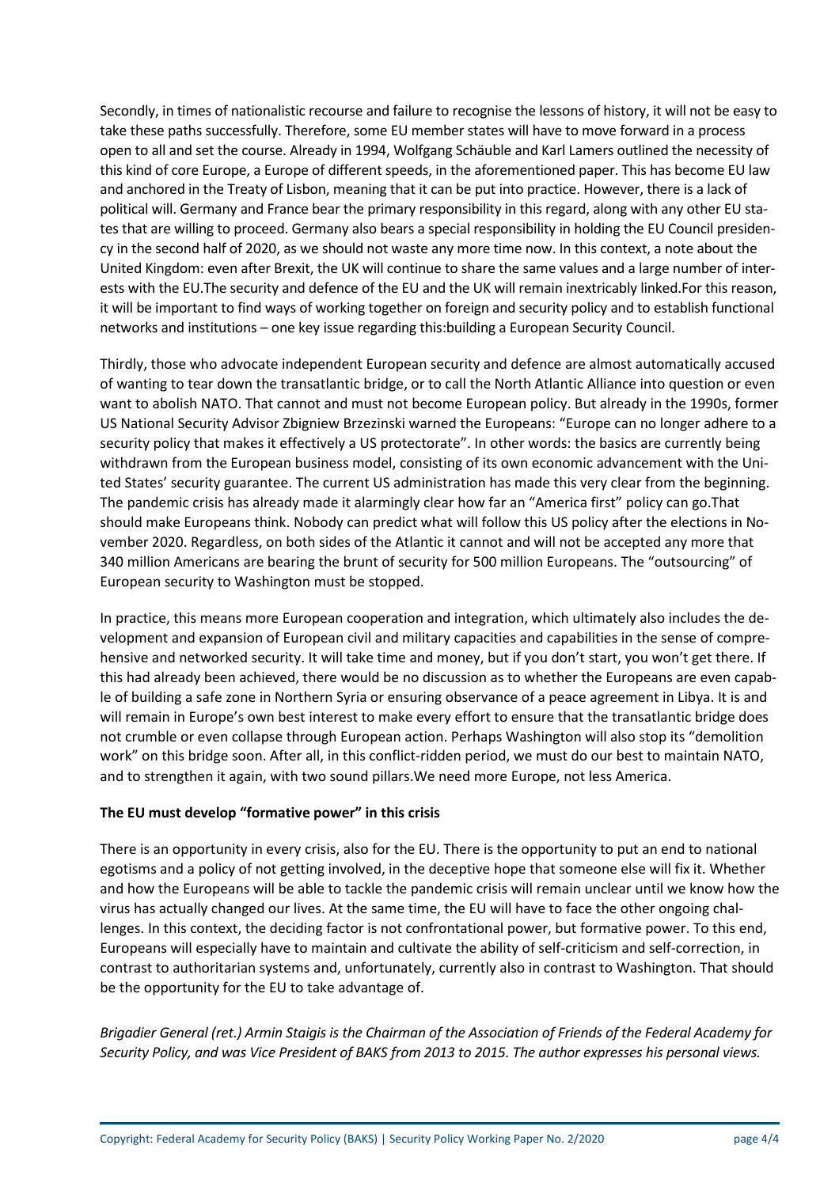Secondly, in times of nationalistic recourse and failure to recognise the lessons of history, it will not be easy to take these paths successfully. Therefore, some EU member states will have to move forward in a process open to all and set the course. Already in 1994, Wolfgang Schäuble and Karl Lamers outlined the necessity of this kind of core Europe, a Europe of different speeds, in the aforementioned paper. This has become EU law and anchored in the Treaty of Lisbon, meaning that it can be put into practice. However, there is a lack of political will. Germany and France bear the primary responsibility in this regard, along with any other EU states that are willing to proceed. Germany also bears a special responsibility in holding the EU Council presidency in the second half of 2020, as we should not waste any more time now. In this context, a note about the United Kingdom: even after Brexit, the UK will continue to share the same values and a large number of interests with the EU.The security and defence of the EU and the UK will remain inextricably linked.For this reason, it will be important to find ways of working together on foreign and security policy and to establish functional networks and institutions – one key issue regarding this:building a European Security Council.

Thirdly, those who advocate independent European security and defence are almost automatically accused of wanting to tear down the transatlantic bridge, or to call the North Atlantic Alliance into question or even want to abolish NATO. That cannot and must not become European policy. But already in the 1990s, former US National Security Advisor Zbigniew Brzezinski warned the Europeans: "Europe can no longer adhere to a security policy that makes it effectively a US protectorate". In other words: the basics are currently being withdrawn from the European business model, consisting of its own economic advancement with the United States' security guarantee. The current US administration has made this very clear from the beginning. The pandemic crisis has already made it alarmingly clear how far an "America first" policy can go.That should make Europeans think. Nobody can predict what will follow this US policy after the elections in November 2020. Regardless, on both sides of the Atlantic it cannot and will not be accepted any more that 340 million Americans are bearing the brunt of security for 500 million Europeans. The "outsourcing" of European security to Washington must be stopped.

In practice, this means more European cooperation and integration, which ultimately also includes the development and expansion of European civil and military capacities and capabilities in the sense of comprehensive and networked security. It will take time and money, but if you don't start, you won't get there. If this had already been achieved, there would be no discussion as to whether the Europeans are even capable of building a safe zone in Northern Syria or ensuring observance of a peace agreement in Libya. It is and will remain in Europe's own best interest to make every effort to ensure that the transatlantic bridge does not crumble or even collapse through European action. Perhaps Washington will also stop its "demolition work" on this bridge soon. After all, in this conflict-ridden period, we must do our best to maintain NATO, and to strengthen it again, with two sound pillars.We need more Europe, not less America.

**The EU must develop "formative power" in this crisis**

There is an opportunity in every crisis, also for the EU. There is the opportunity to put an end to national egotisms and a policy of not getting involved, in the deceptive hope that someone else will fix it. Whether and how the Europeans will be able to tackle the pandemic crisis will remain unclear until we know how the virus has actually changed our lives. At the same time, the EU will have to face the other ongoing challenges. In this context, the deciding factor is not confrontational power, but formative power. To this end, Europeans will especially have to maintain and cultivate the ability of self-criticism and self-correction, in contrast to authoritarian systems and, unfortunately, currently also in contrast to Washington. That should be the opportunity for the EU to take advantage of.

*Brigadier General (ret.) Armin Staigis is the Chairman of the Association of Friends of the Federal Academy for Security Policy, and was Vice President of BAKS from 2013 to 2015. The author expresses his personal views.*